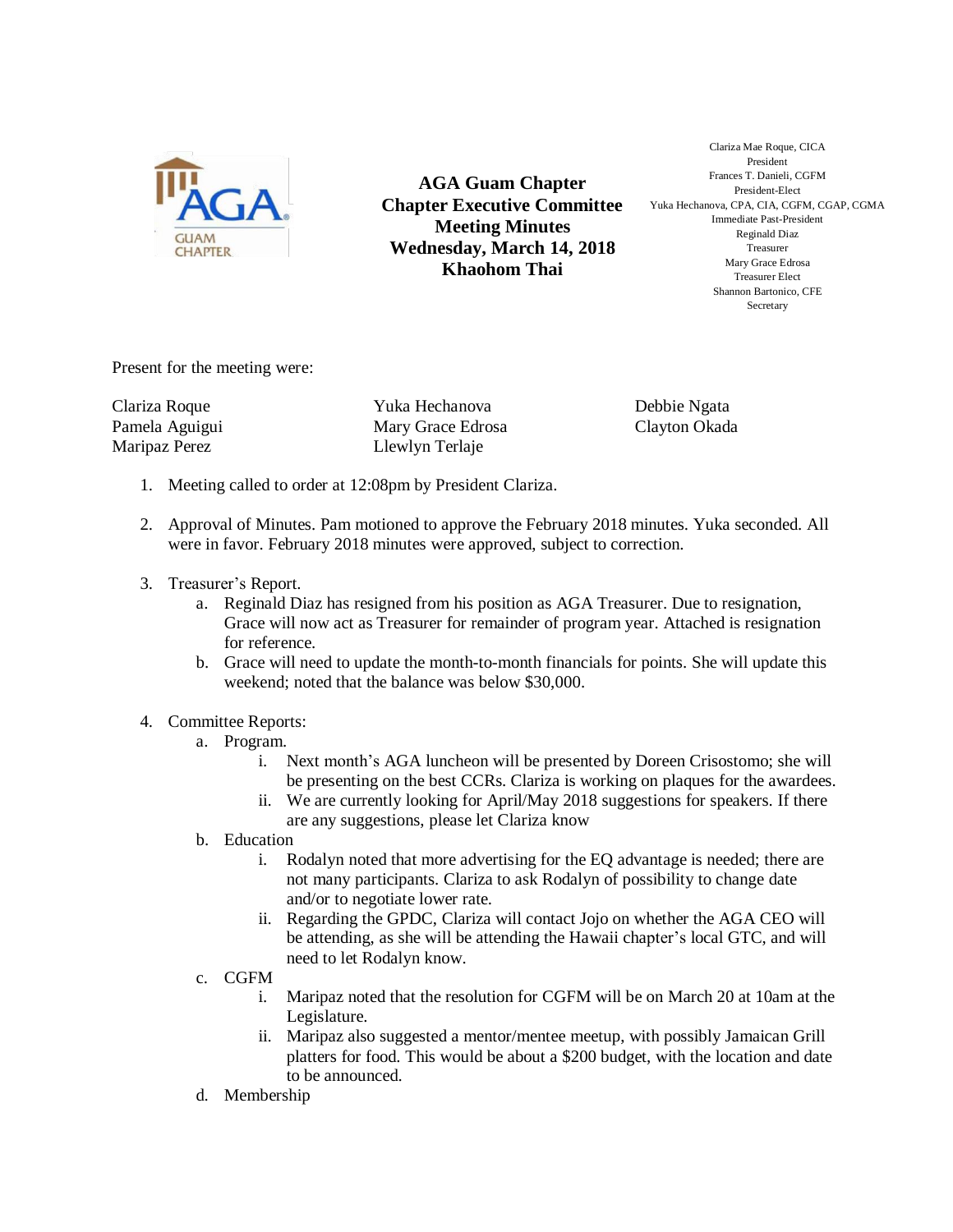**AGA Guam Chapter**
**Chapter Executive Committee**
**Meeting Minutes**
**Wednesday, March 14, 2018**
**Khaohom Thai**

Clariza Mae Roque, CICA
President
Frances T. Danieli, CGFM
President-Elect
Yuka Hechanova, CPA, CIA, CGFM, CGAP, CGMA
Immediate Past-President
Reginald Diaz
Treasurer
Mary Grace Edrosa
Treasurer Elect
Shannon Bartonico, CFE
Secretary

Present for the meeting were:

| | | |
|---|---|---|
| Clariza Roque | Yuka Hechanova | Debbie Ngata |
| Pamela Aguigui | Mary Grace Edrosa | Clayton Okada |
| Maripaz Perez | Llewlyn Terlaje | |

1. Meeting called to order at 12:08pm by President Clariza.

2. Approval of Minutes. Pam motioned to approve the February 2018 minutes. Yuka seconded. All were in favor. February 2018 minutes were approved, subject to correction.

3. Treasurer's Report.
   a. Reginald Diaz has resigned from his position as AGA Treasurer. Due to resignation, Grace will now act as Treasurer for remainder of program year. Attached is resignation for reference.
   b. Grace will need to update the month-to-month financials for points. She will update this weekend; noted that the balance was below $30,000.

4. Committee Reports:
   a. Program.
      i. Next month's AGA luncheon will be presented by Doreen Crisostomo; she will be presenting on the best CCRs. Clariza is working on plaques for the awardees.
      ii. We are currently looking for April/May 2018 suggestions for speakers. If there are any suggestions, please let Clariza know
   b. Education
      i. Rodalyn noted that more advertising for the EQ advantage is needed; there are not many participants. Clariza to ask Rodalyn of possibility to change date and/or to negotiate lower rate.
      ii. Regarding the GPDC, Clariza will contact Jojo on whether the AGA CEO will be attending, as she will be attending the Hawaii chapter's local GTC, and will need to let Rodalyn know.
   c. CGFM
      i. Maripaz noted that the resolution for CGFM will be on March 20 at 10am at the Legislature.
      ii. Maripaz also suggested a mentor/mentee meetup, with possibly Jamaican Grill platters for food. This would be about a $200 budget, with the location and date to be announced.
   d. Membership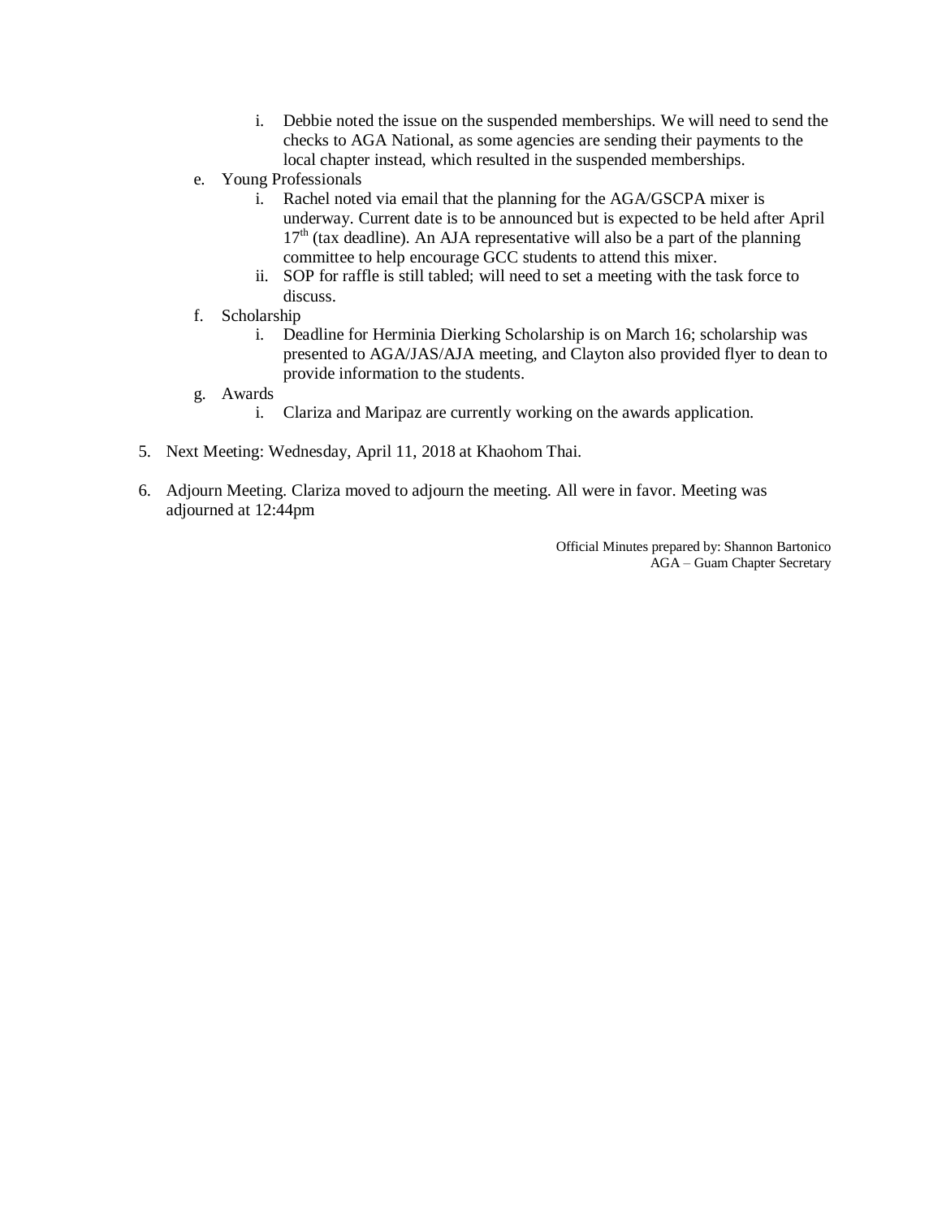i. Debbie noted the issue on the suspended memberships. We will need to send the checks to AGA National, as some agencies are sending their payments to the local chapter instead, which resulted in the suspended memberships.

e. Young Professionals
   i. Rachel noted via email that the planning for the AGA/GSCPA mixer is underway. Current date is to be announced but is expected to be held after April 17th (tax deadline). An AJA representative will also be a part of the planning committee to help encourage GCC students to attend this mixer.
   ii. SOP for raffle is still tabled; will need to set a meeting with the task force to discuss.

f. Scholarship
   i. Deadline for Herminia Dierking Scholarship is on March 16; scholarship was presented to AGA/JAS/AJA meeting, and Clayton also provided flyer to dean to provide information to the students.

g. Awards
   i. Clariza and Maripaz are currently working on the awards application.

5. Next Meeting: Wednesday, April 11, 2018 at Khaohom Thai.

6. Adjourn Meeting. Clariza moved to adjourn the meeting. All were in favor. Meeting was adjourned at 12:44pm

Official Minutes prepared by: Shannon Bartonico
AGA – Guam Chapter Secretary